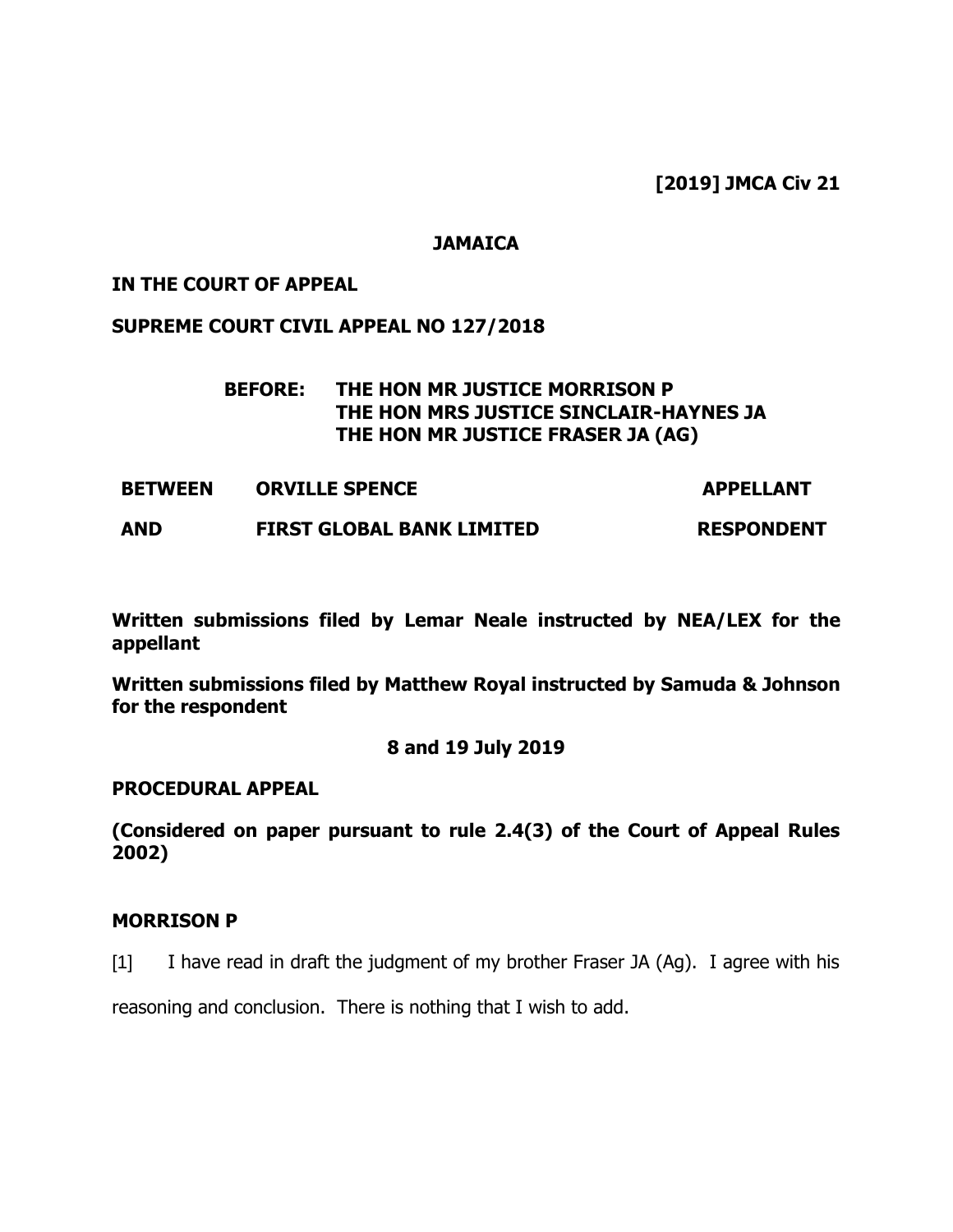**[2019] JMCA Civ 21**

**JAMAICA**

**IN THE COURT OF APPEAL**

**SUPREME COURT CIVIL APPEAL NO 127/2018**

**BEFORE: THE HON MR JUSTICE MORRISON P**
**THE HON MRS JUSTICE SINCLAIR-HAYNES JA**
**THE HON MR JUSTICE FRASER JA (AG)**

| | | |
|---|---|---|
| **BETWEEN** | **ORVILLE SPENCE** | **APPELLANT** |
| **AND** | **FIRST GLOBAL BANK LIMITED** | **RESPONDENT** |

**Written submissions filed by Lemar Neale instructed by NEA/LEX for the appellant**

**Written submissions filed by Matthew Royal instructed by Samuda & Johnson for the respondent**

**8 and 19 July 2019**

**PROCEDURAL APPEAL**

**(Considered on paper pursuant to rule 2.4(3) of the Court of Appeal Rules 2002)**

**MORRISON P**

[1] I have read in draft the judgment of my brother Fraser JA (Ag). I agree with his reasoning and conclusion. There is nothing that I wish to add.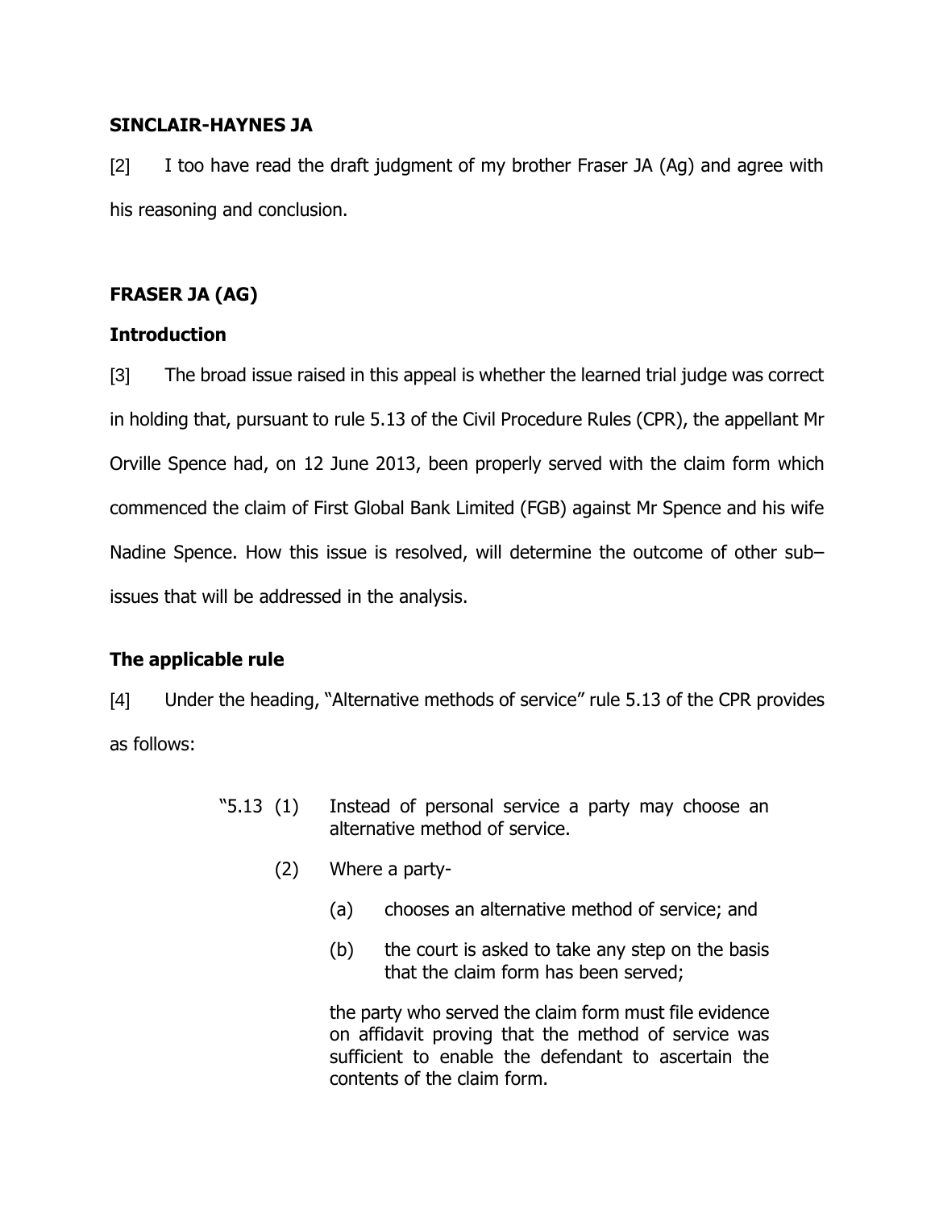**SINCLAIR-HAYNES JA**

[2] I too have read the draft judgment of my brother Fraser JA (Ag) and agree with his reasoning and conclusion.

**FRASER JA (AG)**

**Introduction**

[3] The broad issue raised in this appeal is whether the learned trial judge was correct in holding that, pursuant to rule 5.13 of the Civil Procedure Rules (CPR), the appellant Mr Orville Spence had, on 12 June 2013, been properly served with the claim form which commenced the claim of First Global Bank Limited (FGB) against Mr Spence and his wife Nadine Spence. How this issue is resolved, will determine the outcome of other sub–issues that will be addressed in the analysis.

**The applicable rule**

[4] Under the heading, "Alternative methods of service" rule 5.13 of the CPR provides as follows:

> "5.13 (1) Instead of personal service a party may choose an alternative method of service.
>
> (2) Where a party-
>
> (a) chooses an alternative method of service; and
>
> (b) the court is asked to take any step on the basis that the claim form has been served;
>
> the party who served the claim form must file evidence on affidavit proving that the method of service was sufficient to enable the defendant to ascertain the contents of the claim form.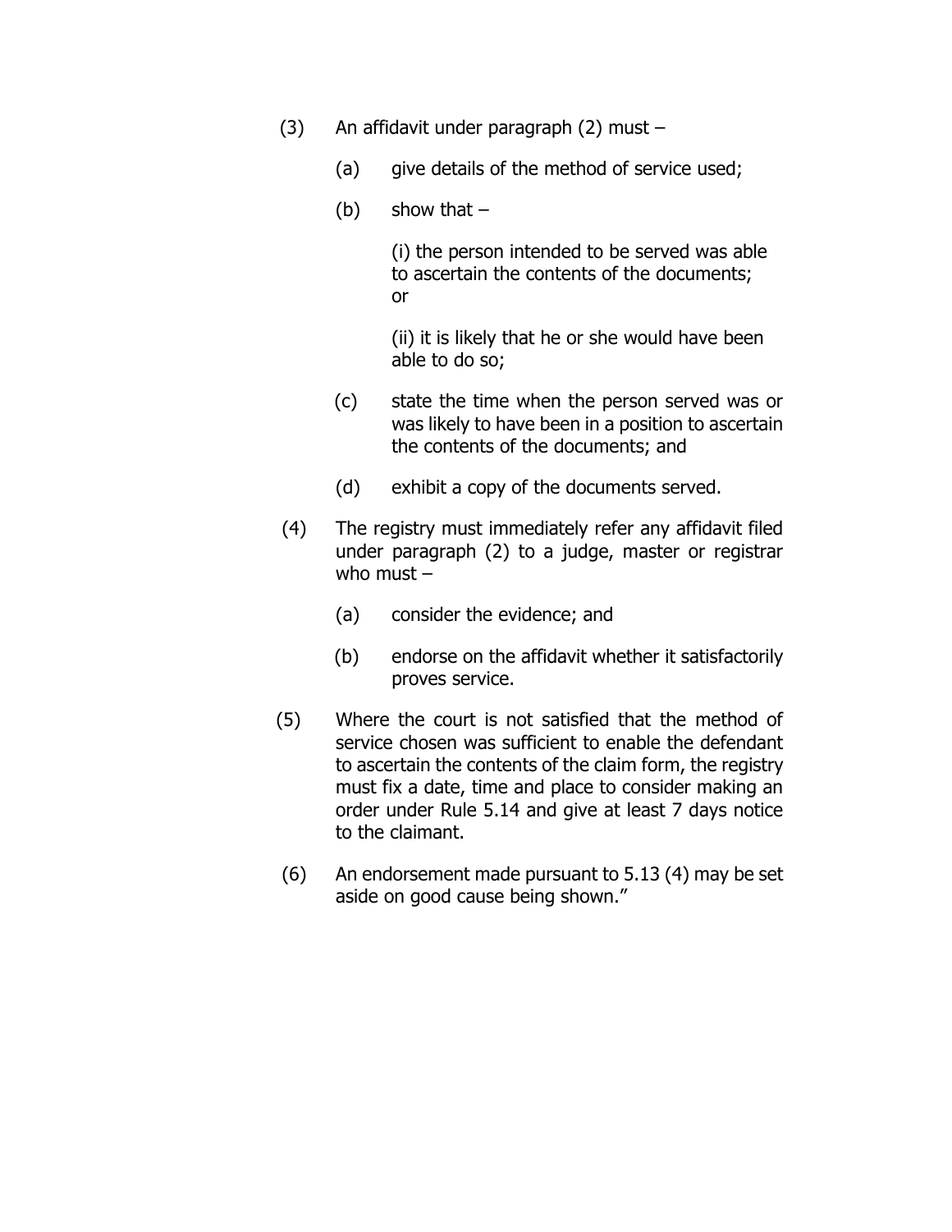(3) An affidavit under paragraph (2) must –

(a) give details of the method of service used;

(b) show that –

(i) the person intended to be served was able to ascertain the contents of the documents; or

(ii) it is likely that he or she would have been able to do so;

(c) state the time when the person served was or was likely to have been in a position to ascertain the contents of the documents; and

(d) exhibit a copy of the documents served.

(4) The registry must immediately refer any affidavit filed under paragraph (2) to a judge, master or registrar who must –

(a) consider the evidence; and

(b) endorse on the affidavit whether it satisfactorily proves service.

(5) Where the court is not satisfied that the method of service chosen was sufficient to enable the defendant to ascertain the contents of the claim form, the registry must fix a date, time and place to consider making an order under Rule 5.14 and give at least 7 days notice to the claimant.

(6) An endorsement made pursuant to 5.13 (4) may be set aside on good cause being shown."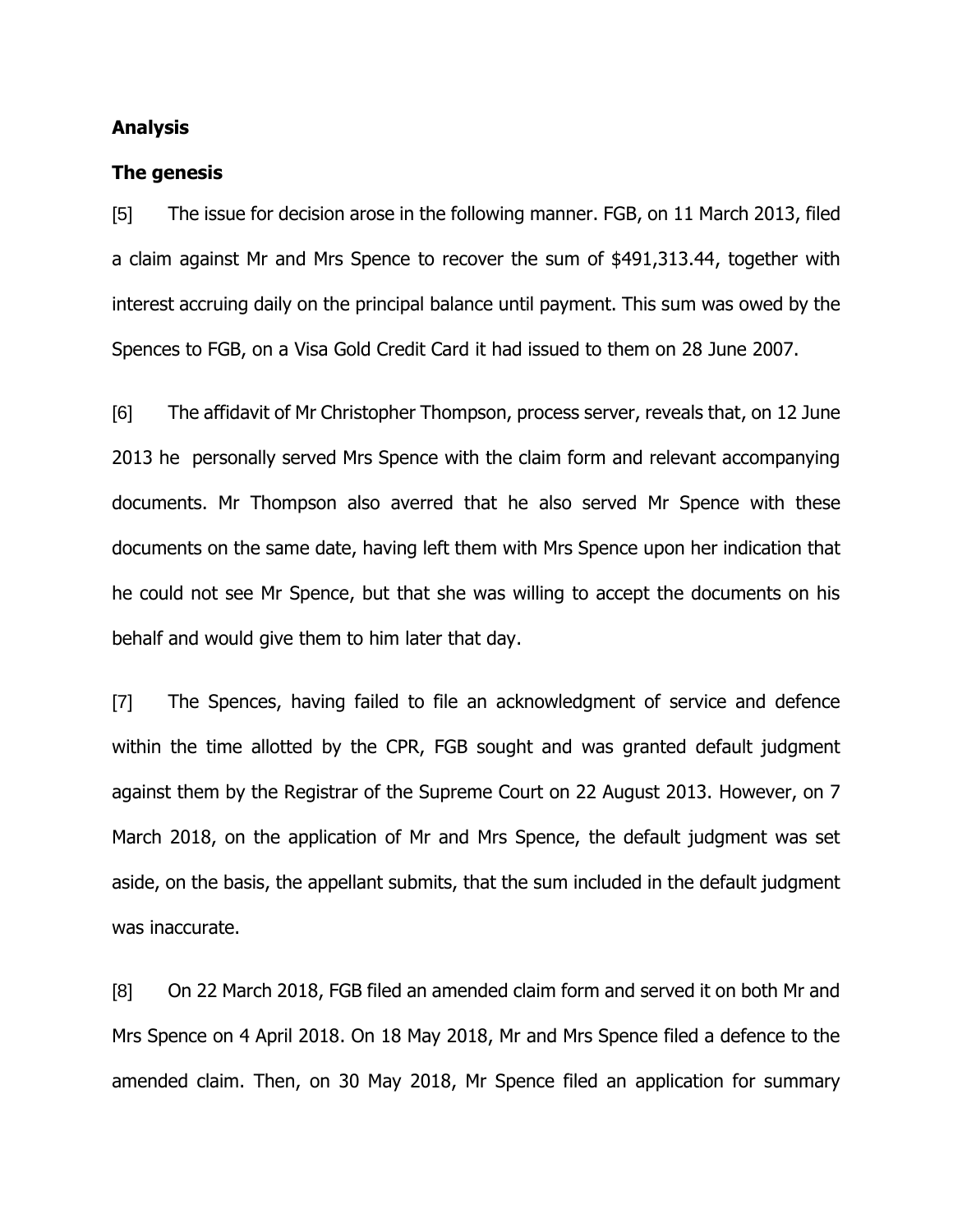## Analysis

### The genesis

[5] The issue for decision arose in the following manner. FGB, on 11 March 2013, filed a claim against Mr and Mrs Spence to recover the sum of $491,313.44, together with interest accruing daily on the principal balance until payment. This sum was owed by the Spences to FGB, on a Visa Gold Credit Card it had issued to them on 28 June 2007.

[6] The affidavit of Mr Christopher Thompson, process server, reveals that, on 12 June 2013 he personally served Mrs Spence with the claim form and relevant accompanying documents. Mr Thompson also averred that he also served Mr Spence with these documents on the same date, having left them with Mrs Spence upon her indication that he could not see Mr Spence, but that she was willing to accept the documents on his behalf and would give them to him later that day.

[7] The Spences, having failed to file an acknowledgment of service and defence within the time allotted by the CPR, FGB sought and was granted default judgment against them by the Registrar of the Supreme Court on 22 August 2013. However, on 7 March 2018, on the application of Mr and Mrs Spence, the default judgment was set aside, on the basis, the appellant submits, that the sum included in the default judgment was inaccurate.

[8] On 22 March 2018, FGB filed an amended claim form and served it on both Mr and Mrs Spence on 4 April 2018. On 18 May 2018, Mr and Mrs Spence filed a defence to the amended claim. Then, on 30 May 2018, Mr Spence filed an application for summary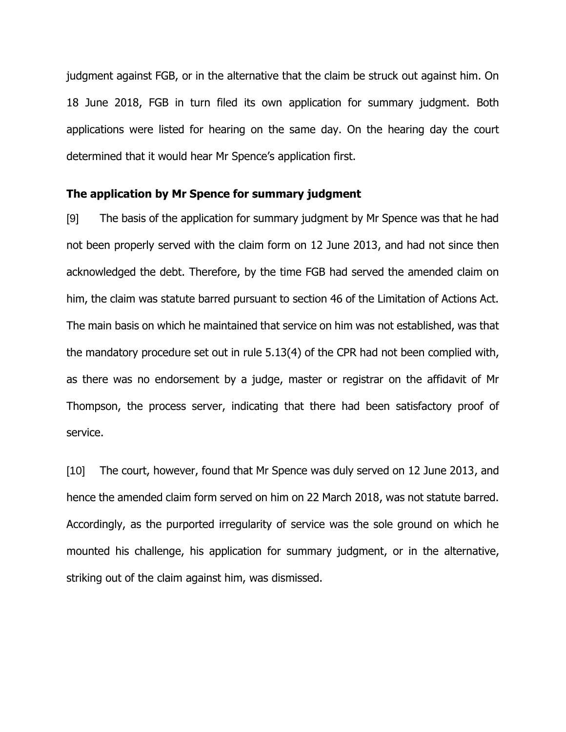judgment against FGB, or in the alternative that the claim be struck out against him. On 18 June 2018, FGB in turn filed its own application for summary judgment. Both applications were listed for hearing on the same day. On the hearing day the court determined that it would hear Mr Spence's application first.

**The application by Mr Spence for summary judgment**

[9] The basis of the application for summary judgment by Mr Spence was that he had not been properly served with the claim form on 12 June 2013, and had not since then acknowledged the debt. Therefore, by the time FGB had served the amended claim on him, the claim was statute barred pursuant to section 46 of the Limitation of Actions Act. The main basis on which he maintained that service on him was not established, was that the mandatory procedure set out in rule 5.13(4) of the CPR had not been complied with, as there was no endorsement by a judge, master or registrar on the affidavit of Mr Thompson, the process server, indicating that there had been satisfactory proof of service.

[10] The court, however, found that Mr Spence was duly served on 12 June 2013, and hence the amended claim form served on him on 22 March 2018, was not statute barred. Accordingly, as the purported irregularity of service was the sole ground on which he mounted his challenge, his application for summary judgment, or in the alternative, striking out of the claim against him, was dismissed.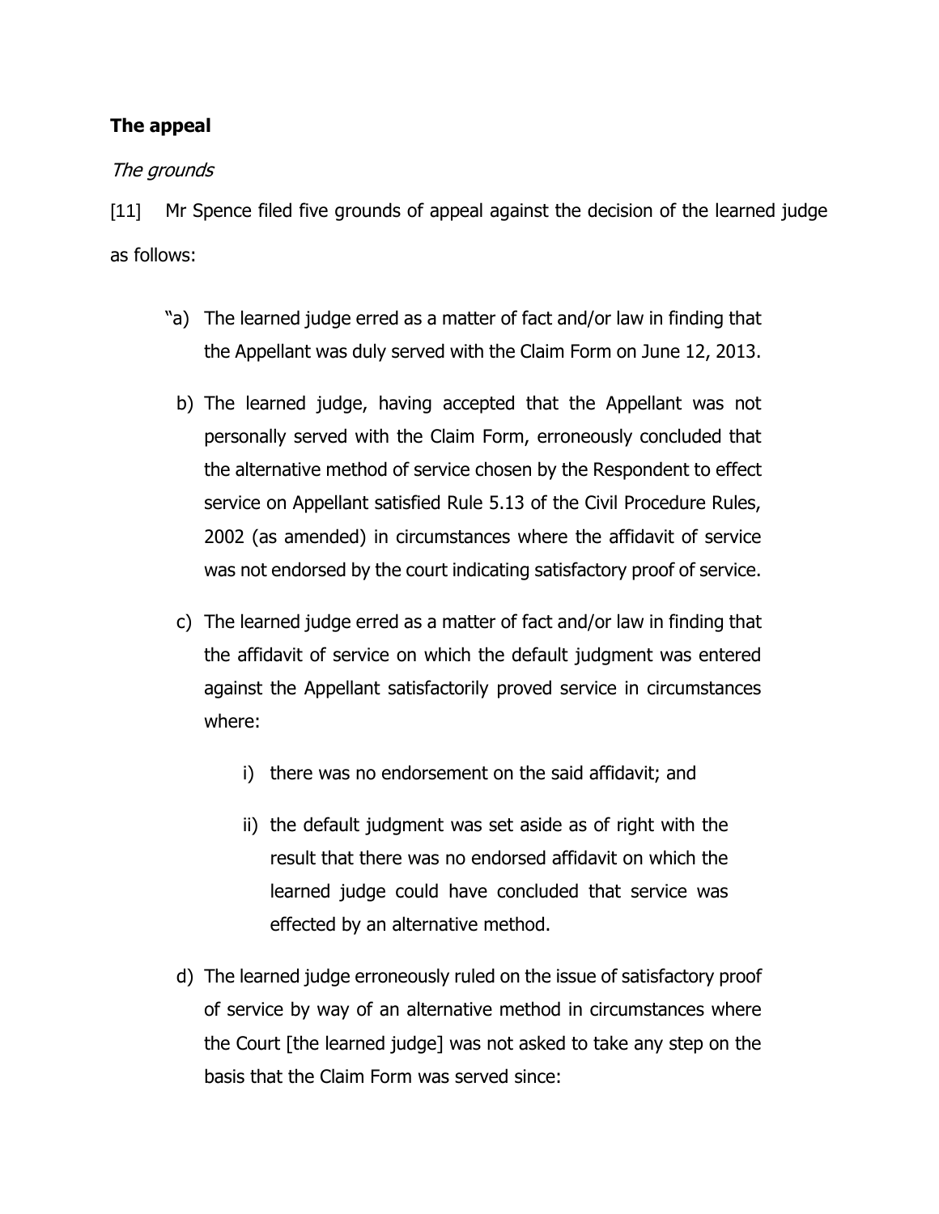**The appeal**

*The grounds*

[11] Mr Spence filed five grounds of appeal against the decision of the learned judge as follows:

> "a) The learned judge erred as a matter of fact and/or law in finding that the Appellant was duly served with the Claim Form on June 12, 2013.
>
> b) The learned judge, having accepted that the Appellant was not personally served with the Claim Form, erroneously concluded that the alternative method of service chosen by the Respondent to effect service on Appellant satisfied Rule 5.13 of the Civil Procedure Rules, 2002 (as amended) in circumstances where the affidavit of service was not endorsed by the court indicating satisfactory proof of service.
>
> c) The learned judge erred as a matter of fact and/or law in finding that the affidavit of service on which the default judgment was entered against the Appellant satisfactorily proved service in circumstances where:
>
> i) there was no endorsement on the said affidavit; and
>
> ii) the default judgment was set aside as of right with the result that there was no endorsed affidavit on which the learned judge could have concluded that service was effected by an alternative method.
>
> d) The learned judge erroneously ruled on the issue of satisfactory proof of service by way of an alternative method in circumstances where the Court [the learned judge] was not asked to take any step on the basis that the Claim Form was served since: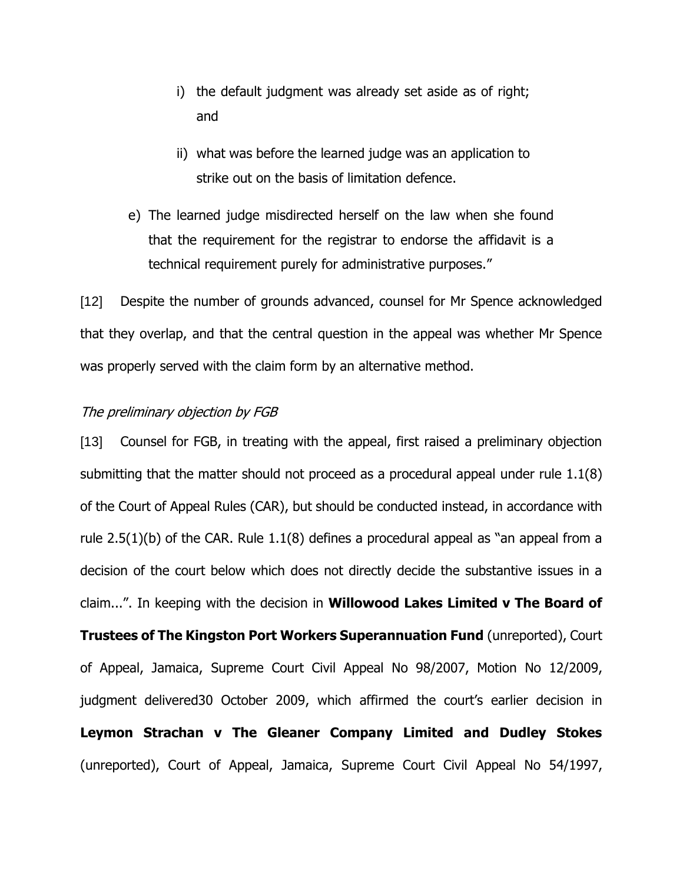i) the default judgment was already set aside as of right; and

ii) what was before the learned judge was an application to strike out on the basis of limitation defence.

e) The learned judge misdirected herself on the law when she found that the requirement for the registrar to endorse the affidavit is a technical requirement purely for administrative purposes."

[12] Despite the number of grounds advanced, counsel for Mr Spence acknowledged that they overlap, and that the central question in the appeal was whether Mr Spence was properly served with the claim form by an alternative method.

*The preliminary objection by FGB*

[13] Counsel for FGB, in treating with the appeal, first raised a preliminary objection submitting that the matter should not proceed as a procedural appeal under rule 1.1(8) of the Court of Appeal Rules (CAR), but should be conducted instead, in accordance with rule 2.5(1)(b) of the CAR. Rule 1.1(8) defines a procedural appeal as "an appeal from a decision of the court below which does not directly decide the substantive issues in a claim...". In keeping with the decision in **Willowood Lakes Limited v The Board of Trustees of The Kingston Port Workers Superannuation Fund** (unreported), Court of Appeal, Jamaica, Supreme Court Civil Appeal No 98/2007, Motion No 12/2009, judgment delivered30 October 2009, which affirmed the court's earlier decision in **Leymon Strachan v The Gleaner Company Limited and Dudley Stokes** (unreported), Court of Appeal, Jamaica, Supreme Court Civil Appeal No 54/1997,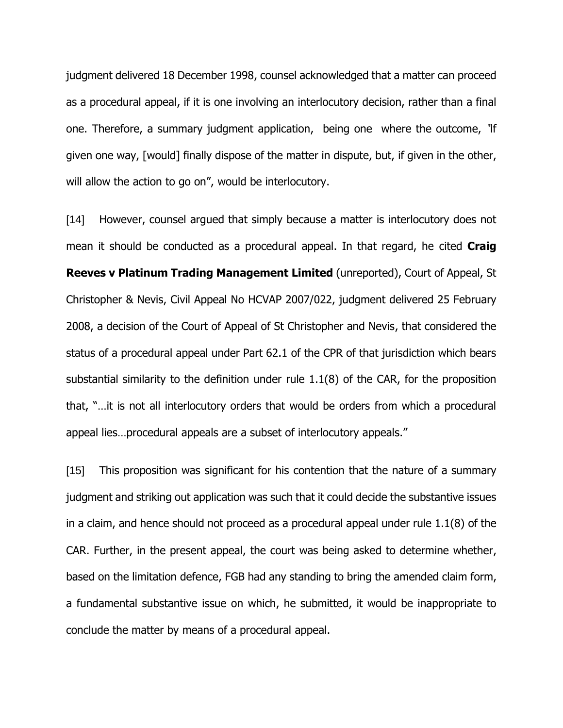judgment delivered 18 December 1998, counsel acknowledged that a matter can proceed as a procedural appeal, if it is one involving an interlocutory decision, rather than a final one. Therefore, a summary judgment application, being one where the outcome, "if given one way, [would] finally dispose of the matter in dispute, but, if given in the other, will allow the action to go on", would be interlocutory.

[14] However, counsel argued that simply because a matter is interlocutory does not mean it should be conducted as a procedural appeal. In that regard, he cited **Craig Reeves v Platinum Trading Management Limited** (unreported), Court of Appeal, St Christopher & Nevis, Civil Appeal No HCVAP 2007/022, judgment delivered 25 February 2008, a decision of the Court of Appeal of St Christopher and Nevis, that considered the status of a procedural appeal under Part 62.1 of the CPR of that jurisdiction which bears substantial similarity to the definition under rule 1.1(8) of the CAR, for the proposition that, "…it is not all interlocutory orders that would be orders from which a procedural appeal lies…procedural appeals are a subset of interlocutory appeals."

[15] This proposition was significant for his contention that the nature of a summary judgment and striking out application was such that it could decide the substantive issues in a claim, and hence should not proceed as a procedural appeal under rule 1.1(8) of the CAR. Further, in the present appeal, the court was being asked to determine whether, based on the limitation defence, FGB had any standing to bring the amended claim form, a fundamental substantive issue on which, he submitted, it would be inappropriate to conclude the matter by means of a procedural appeal.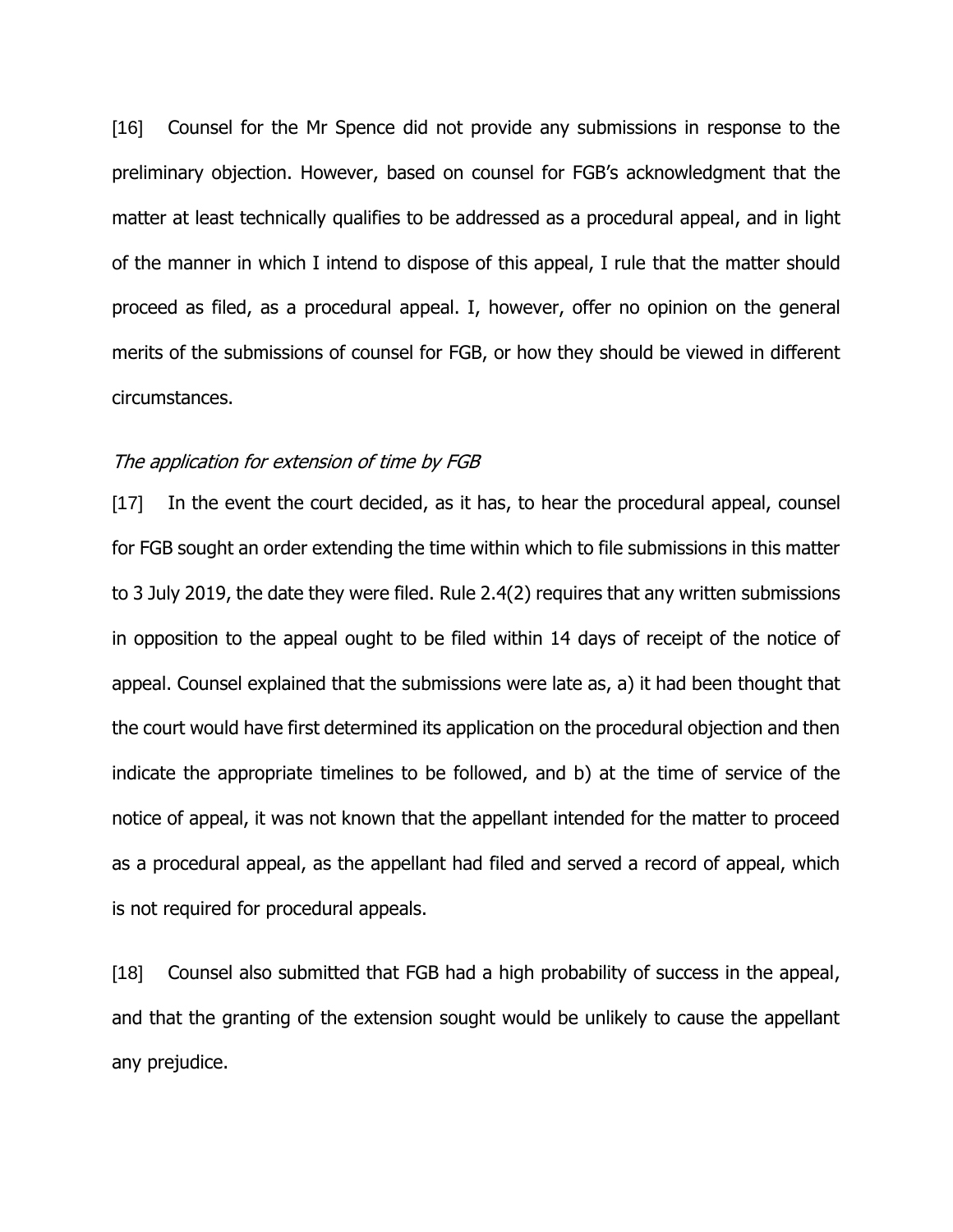[16] Counsel for the Mr Spence did not provide any submissions in response to the preliminary objection. However, based on counsel for FGB's acknowledgment that the matter at least technically qualifies to be addressed as a procedural appeal, and in light of the manner in which I intend to dispose of this appeal, I rule that the matter should proceed as filed, as a procedural appeal. I, however, offer no opinion on the general merits of the submissions of counsel for FGB, or how they should be viewed in different circumstances.

*The application for extension of time by FGB*

[17] In the event the court decided, as it has, to hear the procedural appeal, counsel for FGB sought an order extending the time within which to file submissions in this matter to 3 July 2019, the date they were filed. Rule 2.4(2) requires that any written submissions in opposition to the appeal ought to be filed within 14 days of receipt of the notice of appeal. Counsel explained that the submissions were late as, a) it had been thought that the court would have first determined its application on the procedural objection and then indicate the appropriate timelines to be followed, and b) at the time of service of the notice of appeal, it was not known that the appellant intended for the matter to proceed as a procedural appeal, as the appellant had filed and served a record of appeal, which is not required for procedural appeals.

[18] Counsel also submitted that FGB had a high probability of success in the appeal, and that the granting of the extension sought would be unlikely to cause the appellant any prejudice.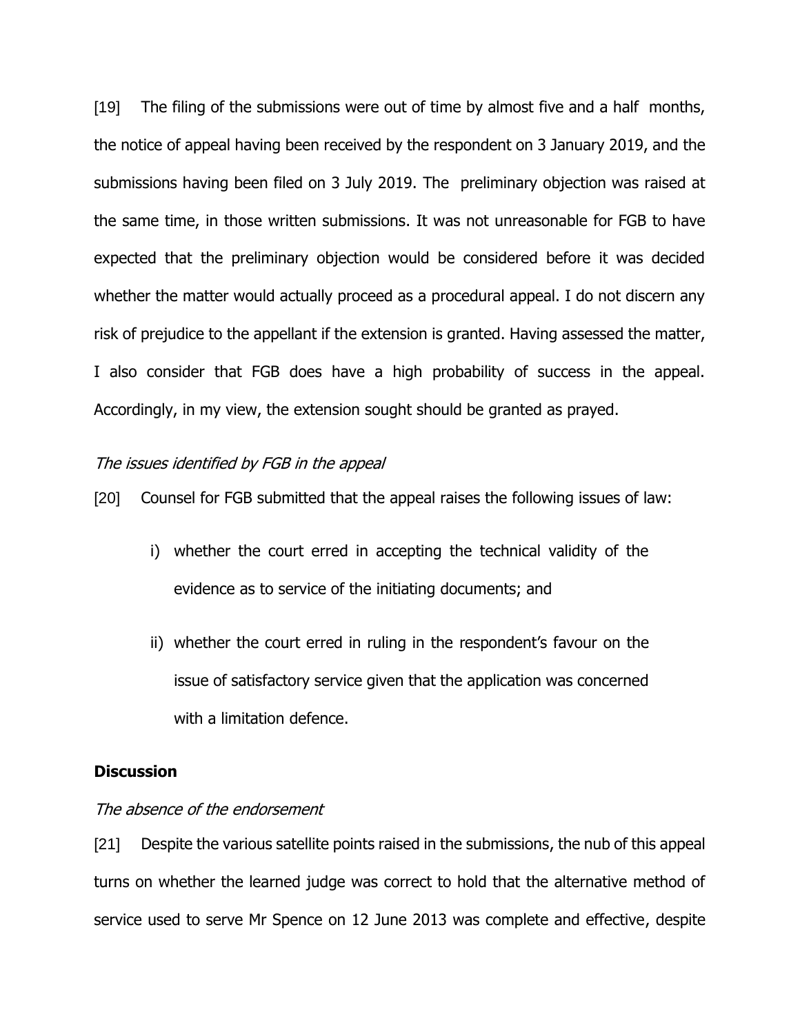[19] The filing of the submissions were out of time by almost five and a half months, the notice of appeal having been received by the respondent on 3 January 2019, and the submissions having been filed on 3 July 2019. The preliminary objection was raised at the same time, in those written submissions. It was not unreasonable for FGB to have expected that the preliminary objection would be considered before it was decided whether the matter would actually proceed as a procedural appeal. I do not discern any risk of prejudice to the appellant if the extension is granted. Having assessed the matter, I also consider that FGB does have a high probability of success in the appeal. Accordingly, in my view, the extension sought should be granted as prayed.

*The issues identified by FGB in the appeal*

[20] Counsel for FGB submitted that the appeal raises the following issues of law:

i) whether the court erred in accepting the technical validity of the evidence as to service of the initiating documents; and

ii) whether the court erred in ruling in the respondent's favour on the issue of satisfactory service given that the application was concerned with a limitation defence.

**Discussion**

*The absence of the endorsement*

[21] Despite the various satellite points raised in the submissions, the nub of this appeal turns on whether the learned judge was correct to hold that the alternative method of service used to serve Mr Spence on 12 June 2013 was complete and effective, despite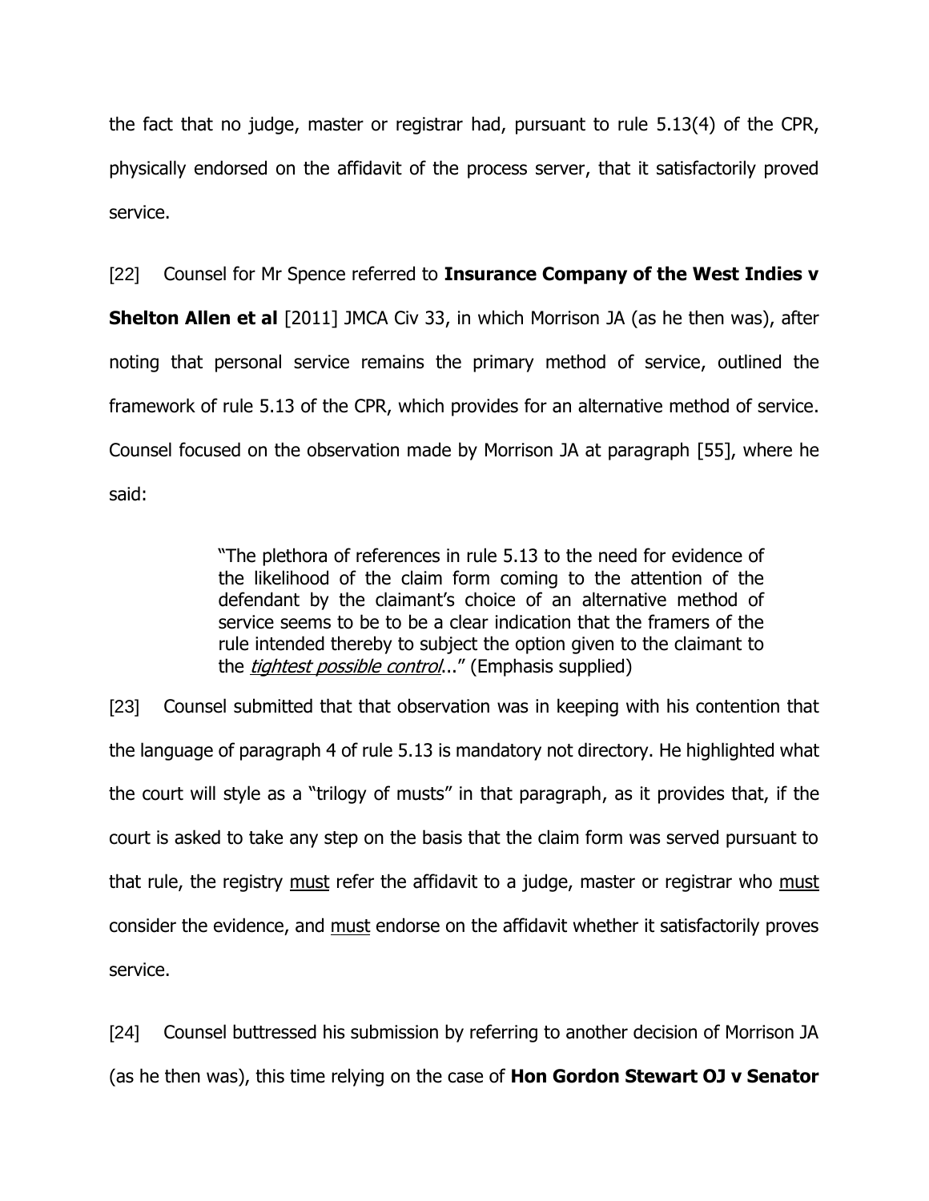the fact that no judge, master or registrar had, pursuant to rule 5.13(4) of the CPR, physically endorsed on the affidavit of the process server, that it satisfactorily proved service.

[22] Counsel for Mr Spence referred to **Insurance Company of the West Indies v Shelton Allen et al** [2011] JMCA Civ 33, in which Morrison JA (as he then was), after noting that personal service remains the primary method of service, outlined the framework of rule 5.13 of the CPR, which provides for an alternative method of service. Counsel focused on the observation made by Morrison JA at paragraph [55], where he said:

> "The plethora of references in rule 5.13 to the need for evidence of the likelihood of the claim form coming to the attention of the defendant by the claimant's choice of an alternative method of service seems to be to be a clear indication that the framers of the rule intended thereby to subject the option given to the claimant to the <u>*tightest possible control*</u>..." (Emphasis supplied)

[23] Counsel submitted that that observation was in keeping with his contention that the language of paragraph 4 of rule 5.13 is mandatory not directory. He highlighted what the court will style as a "trilogy of musts" in that paragraph, as it provides that, if the court is asked to take any step on the basis that the claim form was served pursuant to that rule, the registry <u>must</u> refer the affidavit to a judge, master or registrar who <u>must</u> consider the evidence, and <u>must</u> endorse on the affidavit whether it satisfactorily proves service.

[24] Counsel buttressed his submission by referring to another decision of Morrison JA (as he then was), this time relying on the case of **Hon Gordon Stewart OJ v Senator**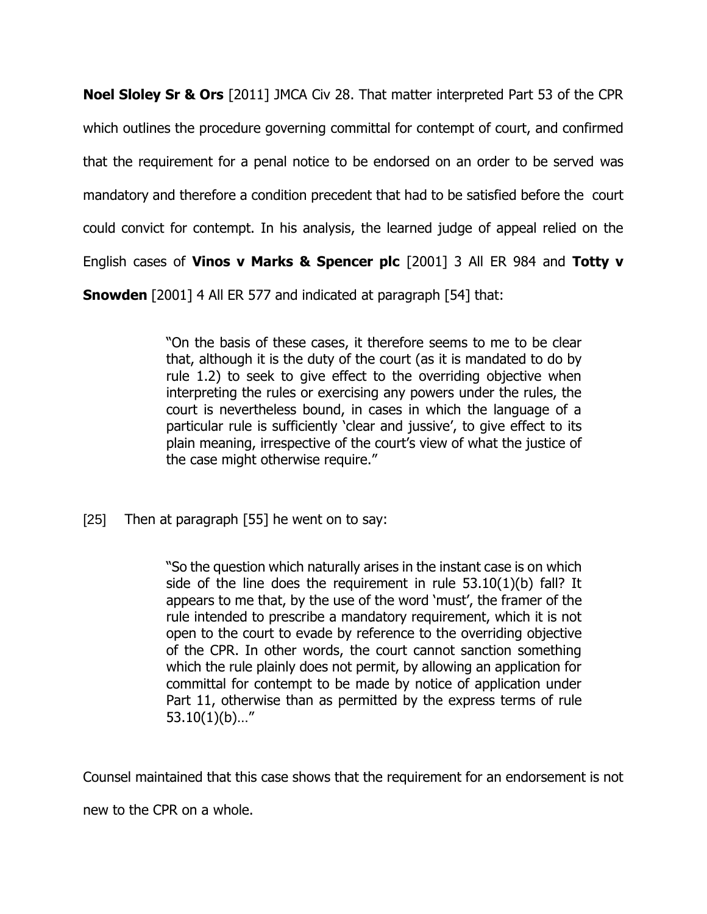**Noel Sloley Sr & Ors** [2011] JMCA Civ 28. That matter interpreted Part 53 of the CPR which outlines the procedure governing committal for contempt of court, and confirmed that the requirement for a penal notice to be endorsed on an order to be served was mandatory and therefore a condition precedent that had to be satisfied before the court could convict for contempt. In his analysis, the learned judge of appeal relied on the English cases of **Vinos v Marks & Spencer plc** [2001] 3 All ER 984 and **Totty v Snowden** [2001] 4 All ER 577 and indicated at paragraph [54] that:

> "On the basis of these cases, it therefore seems to me to be clear that, although it is the duty of the court (as it is mandated to do by rule 1.2) to seek to give effect to the overriding objective when interpreting the rules or exercising any powers under the rules, the court is nevertheless bound, in cases in which the language of a particular rule is sufficiently 'clear and jussive', to give effect to its plain meaning, irrespective of the court's view of what the justice of the case might otherwise require."

[25] Then at paragraph [55] he went on to say:

> "So the question which naturally arises in the instant case is on which side of the line does the requirement in rule 53.10(1)(b) fall? It appears to me that, by the use of the word 'must', the framer of the rule intended to prescribe a mandatory requirement, which it is not open to the court to evade by reference to the overriding objective of the CPR. In other words, the court cannot sanction something which the rule plainly does not permit, by allowing an application for committal for contempt to be made by notice of application under Part 11, otherwise than as permitted by the express terms of rule 53.10(1)(b)…"

Counsel maintained that this case shows that the requirement for an endorsement is not new to the CPR on a whole.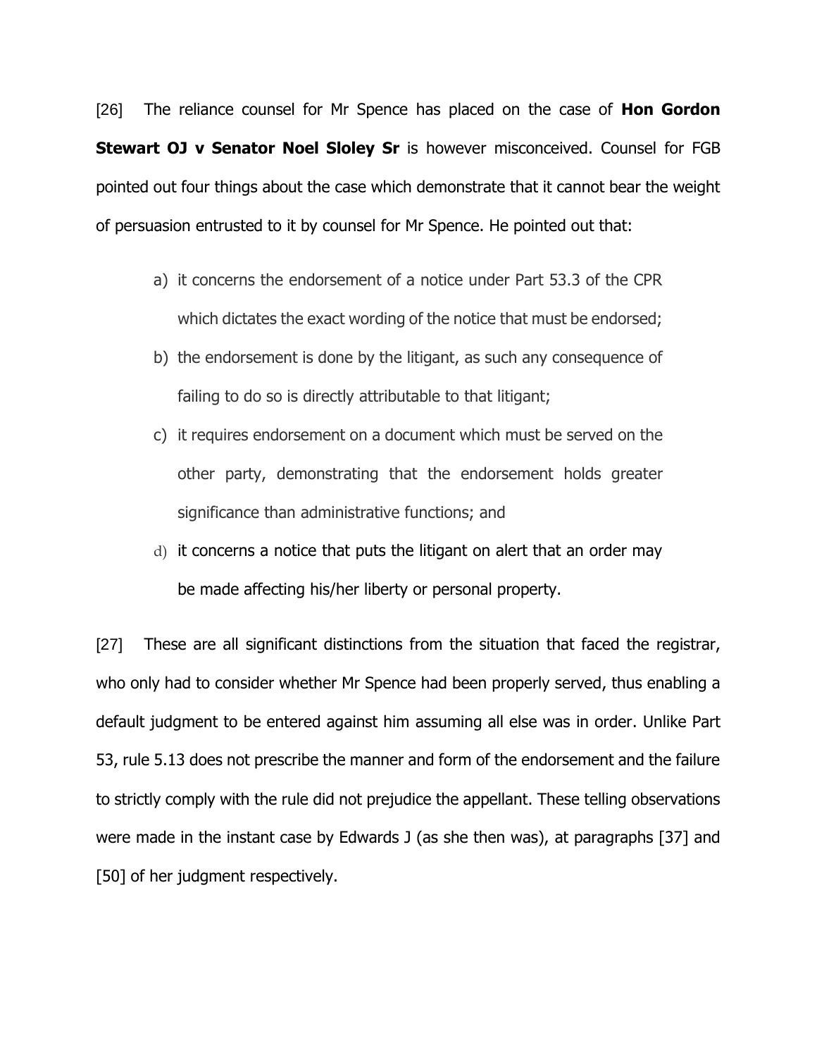[26] The reliance counsel for Mr Spence has placed on the case of **Hon Gordon Stewart OJ v Senator Noel Sloley Sr** is however misconceived. Counsel for FGB pointed out four things about the case which demonstrate that it cannot bear the weight of persuasion entrusted to it by counsel for Mr Spence. He pointed out that:

a) it concerns the endorsement of a notice under Part 53.3 of the CPR which dictates the exact wording of the notice that must be endorsed;

b) the endorsement is done by the litigant, as such any consequence of failing to do so is directly attributable to that litigant;

c) it requires endorsement on a document which must be served on the other party, demonstrating that the endorsement holds greater significance than administrative functions; and

d) it concerns a notice that puts the litigant on alert that an order may be made affecting his/her liberty or personal property.

[27] These are all significant distinctions from the situation that faced the registrar, who only had to consider whether Mr Spence had been properly served, thus enabling a default judgment to be entered against him assuming all else was in order. Unlike Part 53, rule 5.13 does not prescribe the manner and form of the endorsement and the failure to strictly comply with the rule did not prejudice the appellant. These telling observations were made in the instant case by Edwards J (as she then was), at paragraphs [37] and [50] of her judgment respectively.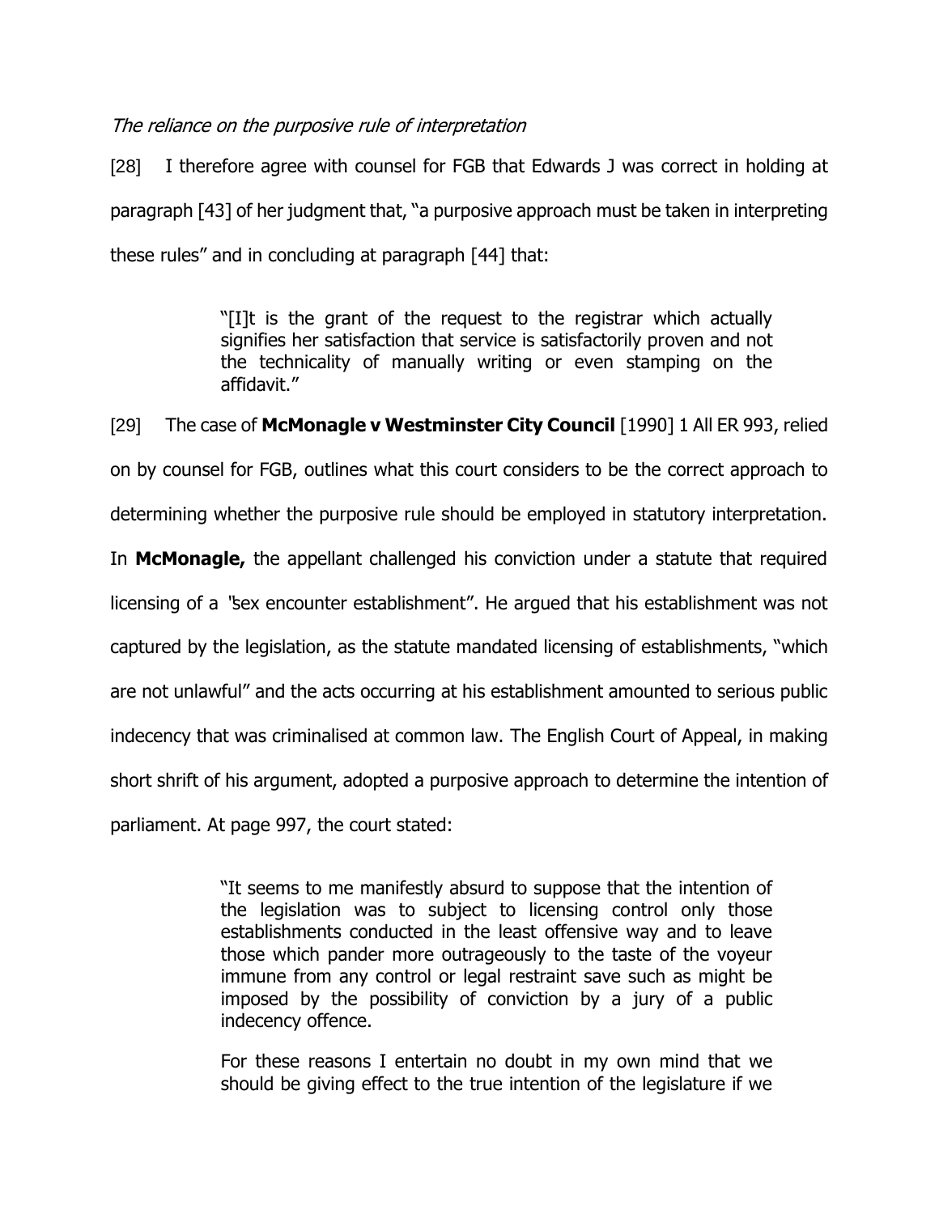*The reliance on the purposive rule of interpretation*

[28] I therefore agree with counsel for FGB that Edwards J was correct in holding at paragraph [43] of her judgment that, "a purposive approach must be taken in interpreting these rules" and in concluding at paragraph [44] that:

> "[I]t is the grant of the request to the registrar which actually signifies her satisfaction that service is satisfactorily proven and not the technicality of manually writing or even stamping on the affidavit."

[29] The case of **McMonagle v Westminster City Council** [1990] 1 All ER 993, relied on by counsel for FGB, outlines what this court considers to be the correct approach to determining whether the purposive rule should be employed in statutory interpretation. In **McMonagle,** the appellant challenged his conviction under a statute that required licensing of a "sex encounter establishment". He argued that his establishment was not captured by the legislation, as the statute mandated licensing of establishments, "which are not unlawful" and the acts occurring at his establishment amounted to serious public indecency that was criminalised at common law. The English Court of Appeal, in making short shrift of his argument, adopted a purposive approach to determine the intention of parliament. At page 997, the court stated:

> "It seems to me manifestly absurd to suppose that the intention of the legislation was to subject to licensing control only those establishments conducted in the least offensive way and to leave those which pander more outrageously to the taste of the voyeur immune from any control or legal restraint save such as might be imposed by the possibility of conviction by a jury of a public indecency offence.
>
> For these reasons I entertain no doubt in my own mind that we should be giving effect to the true intention of the legislature if we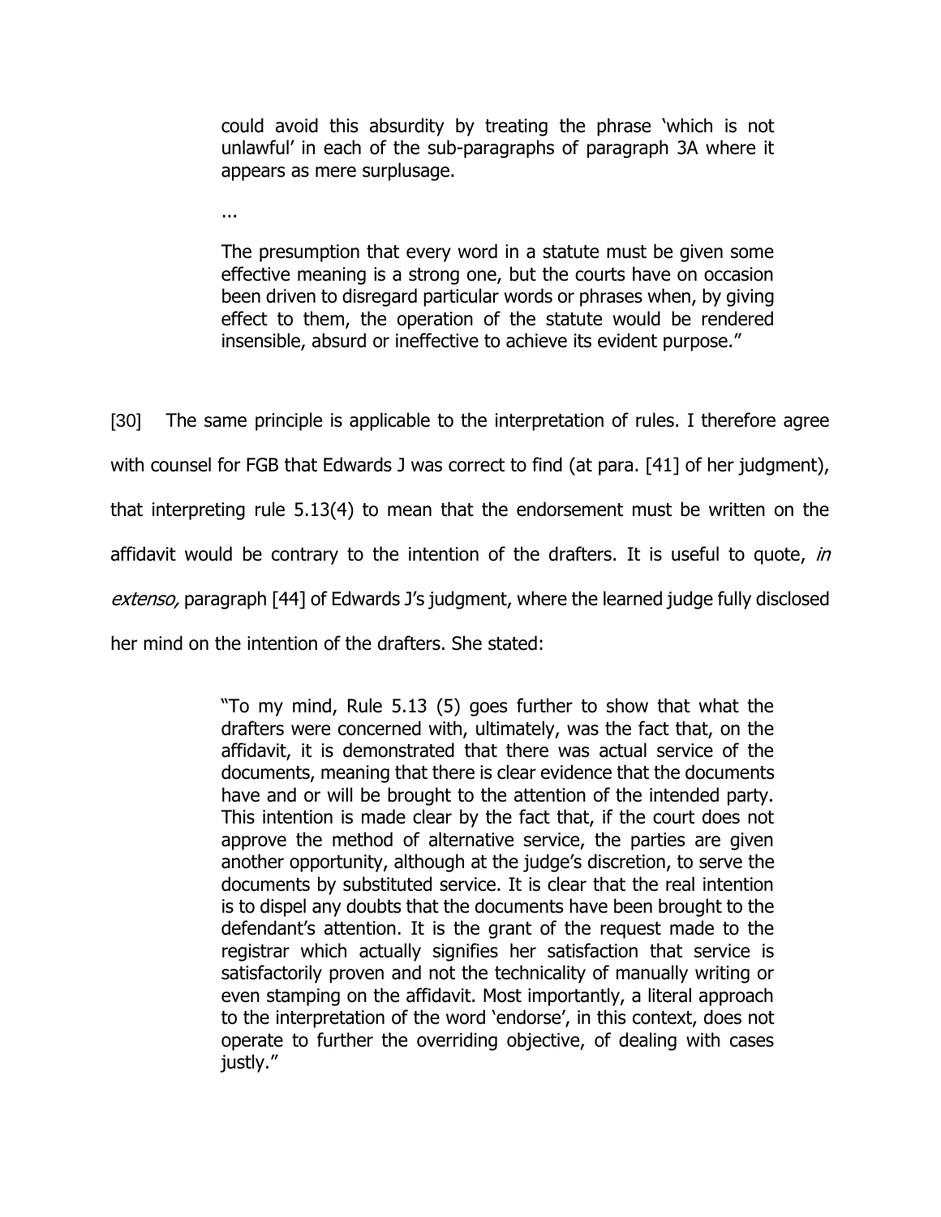> could avoid this absurdity by treating the phrase 'which is not unlawful' in each of the sub-paragraphs of paragraph 3A where it appears as mere surplusage.
>
> ...
>
> The presumption that every word in a statute must be given some effective meaning is a strong one, but the courts have on occasion been driven to disregard particular words or phrases when, by giving effect to them, the operation of the statute would be rendered insensible, absurd or ineffective to achieve its evident purpose."

[30] The same principle is applicable to the interpretation of rules. I therefore agree with counsel for FGB that Edwards J was correct to find (at para. [41] of her judgment), that interpreting rule 5.13(4) to mean that the endorsement must be written on the affidavit would be contrary to the intention of the drafters. It is useful to quote, *in extenso,* paragraph [44] of Edwards J's judgment, where the learned judge fully disclosed her mind on the intention of the drafters. She stated:

> "To my mind, Rule 5.13 (5) goes further to show that what the drafters were concerned with, ultimately, was the fact that, on the affidavit, it is demonstrated that there was actual service of the documents, meaning that there is clear evidence that the documents have and or will be brought to the attention of the intended party. This intention is made clear by the fact that, if the court does not approve the method of alternative service, the parties are given another opportunity, although at the judge's discretion, to serve the documents by substituted service. It is clear that the real intention is to dispel any doubts that the documents have been brought to the defendant's attention. It is the grant of the request made to the registrar which actually signifies her satisfaction that service is satisfactorily proven and not the technicality of manually writing or even stamping on the affidavit. Most importantly, a literal approach to the interpretation of the word 'endorse', in this context, does not operate to further the overriding objective, of dealing with cases justly."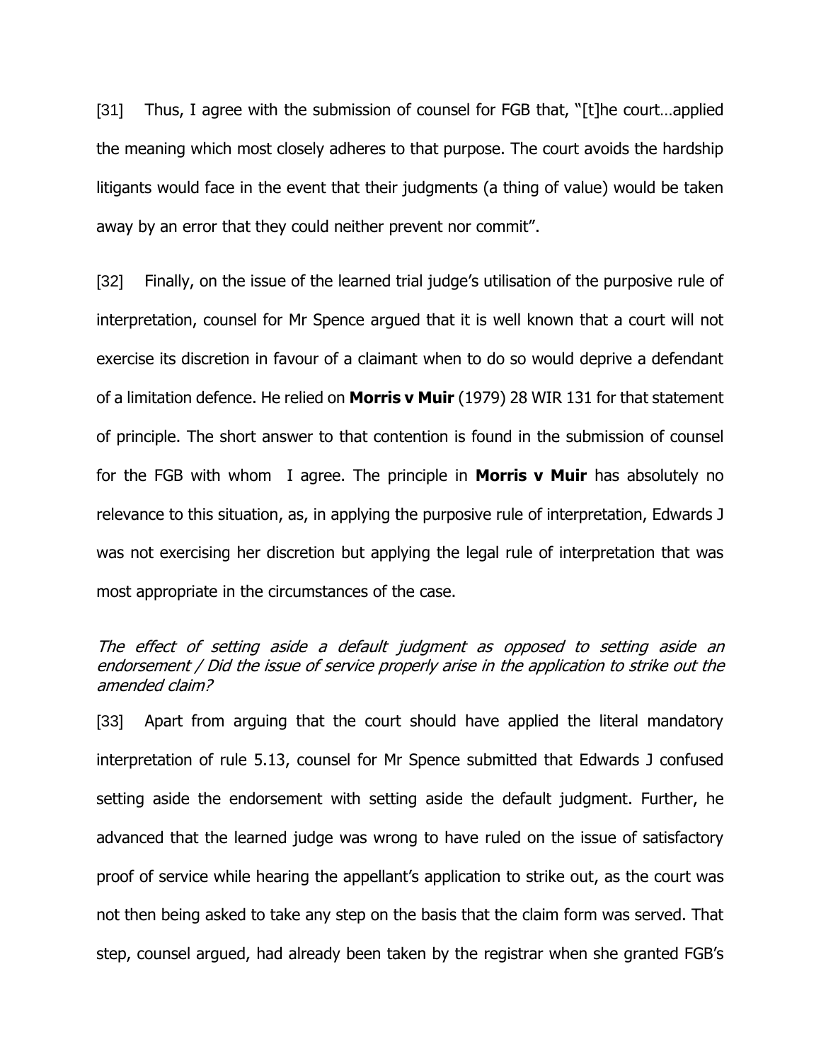[31] Thus, I agree with the submission of counsel for FGB that, "[t]he court…applied the meaning which most closely adheres to that purpose. The court avoids the hardship litigants would face in the event that their judgments (a thing of value) would be taken away by an error that they could neither prevent nor commit".

[32] Finally, on the issue of the learned trial judge's utilisation of the purposive rule of interpretation, counsel for Mr Spence argued that it is well known that a court will not exercise its discretion in favour of a claimant when to do so would deprive a defendant of a limitation defence. He relied on **Morris v Muir** (1979) 28 WIR 131 for that statement of principle. The short answer to that contention is found in the submission of counsel for the FGB with whom I agree. The principle in **Morris v Muir** has absolutely no relevance to this situation, as, in applying the purposive rule of interpretation, Edwards J was not exercising her discretion but applying the legal rule of interpretation that was most appropriate in the circumstances of the case.

*The effect of setting aside a default judgment as opposed to setting aside an endorsement / Did the issue of service properly arise in the application to strike out the amended claim?*

[33] Apart from arguing that the court should have applied the literal mandatory interpretation of rule 5.13, counsel for Mr Spence submitted that Edwards J confused setting aside the endorsement with setting aside the default judgment. Further, he advanced that the learned judge was wrong to have ruled on the issue of satisfactory proof of service while hearing the appellant's application to strike out, as the court was not then being asked to take any step on the basis that the claim form was served. That step, counsel argued, had already been taken by the registrar when she granted FGB's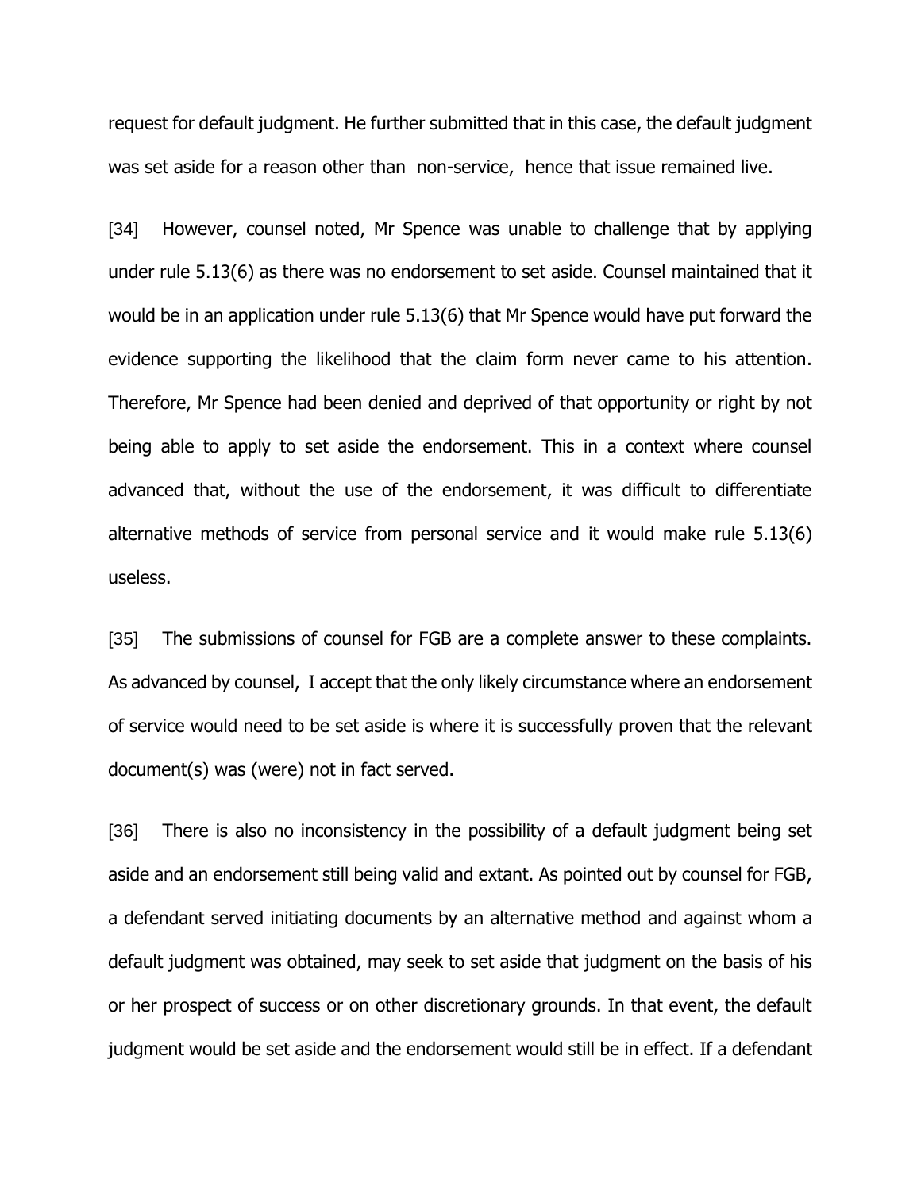request for default judgment. He further submitted that in this case, the default judgment was set aside for a reason other than non-service, hence that issue remained live.

[34] However, counsel noted, Mr Spence was unable to challenge that by applying under rule 5.13(6) as there was no endorsement to set aside. Counsel maintained that it would be in an application under rule 5.13(6) that Mr Spence would have put forward the evidence supporting the likelihood that the claim form never came to his attention. Therefore, Mr Spence had been denied and deprived of that opportunity or right by not being able to apply to set aside the endorsement. This in a context where counsel advanced that, without the use of the endorsement, it was difficult to differentiate alternative methods of service from personal service and it would make rule 5.13(6) useless.

[35] The submissions of counsel for FGB are a complete answer to these complaints. As advanced by counsel, I accept that the only likely circumstance where an endorsement of service would need to be set aside is where it is successfully proven that the relevant document(s) was (were) not in fact served.

[36] There is also no inconsistency in the possibility of a default judgment being set aside and an endorsement still being valid and extant. As pointed out by counsel for FGB, a defendant served initiating documents by an alternative method and against whom a default judgment was obtained, may seek to set aside that judgment on the basis of his or her prospect of success or on other discretionary grounds. In that event, the default judgment would be set aside and the endorsement would still be in effect. If a defendant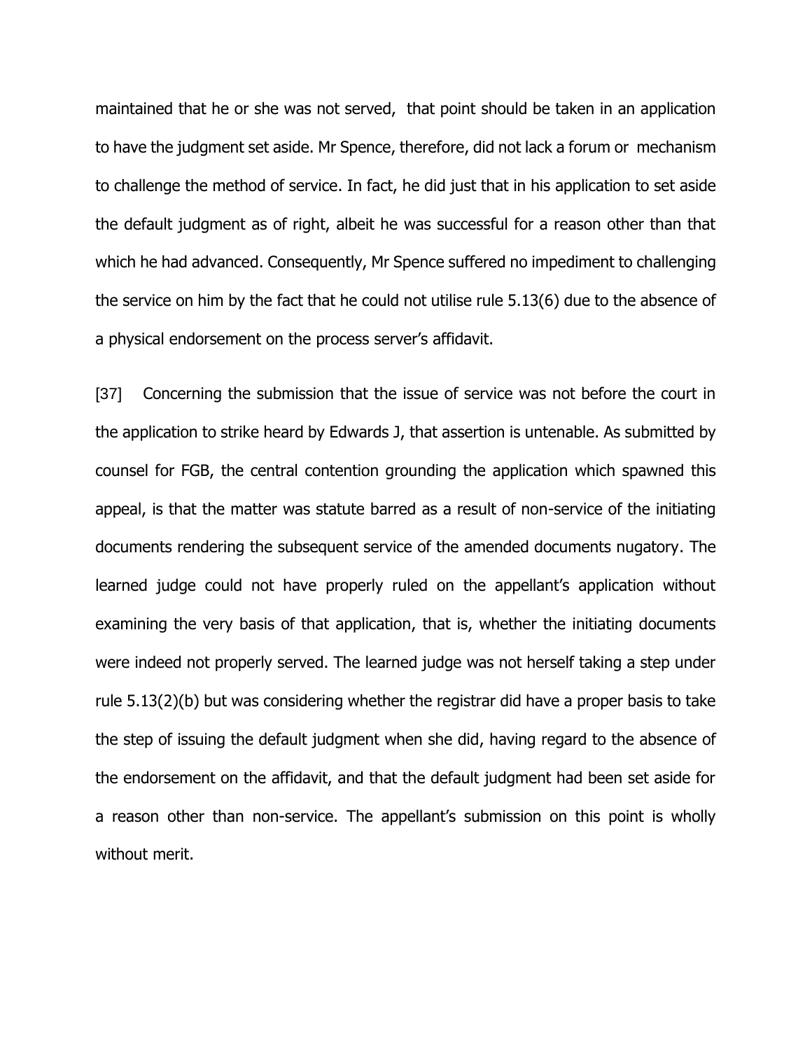maintained that he or she was not served, that point should be taken in an application to have the judgment set aside. Mr Spence, therefore, did not lack a forum or mechanism to challenge the method of service. In fact, he did just that in his application to set aside the default judgment as of right, albeit he was successful for a reason other than that which he had advanced. Consequently, Mr Spence suffered no impediment to challenging the service on him by the fact that he could not utilise rule 5.13(6) due to the absence of a physical endorsement on the process server's affidavit.

[37] Concerning the submission that the issue of service was not before the court in the application to strike heard by Edwards J, that assertion is untenable. As submitted by counsel for FGB, the central contention grounding the application which spawned this appeal, is that the matter was statute barred as a result of non-service of the initiating documents rendering the subsequent service of the amended documents nugatory. The learned judge could not have properly ruled on the appellant's application without examining the very basis of that application, that is, whether the initiating documents were indeed not properly served. The learned judge was not herself taking a step under rule 5.13(2)(b) but was considering whether the registrar did have a proper basis to take the step of issuing the default judgment when she did, having regard to the absence of the endorsement on the affidavit, and that the default judgment had been set aside for a reason other than non-service. The appellant's submission on this point is wholly without merit.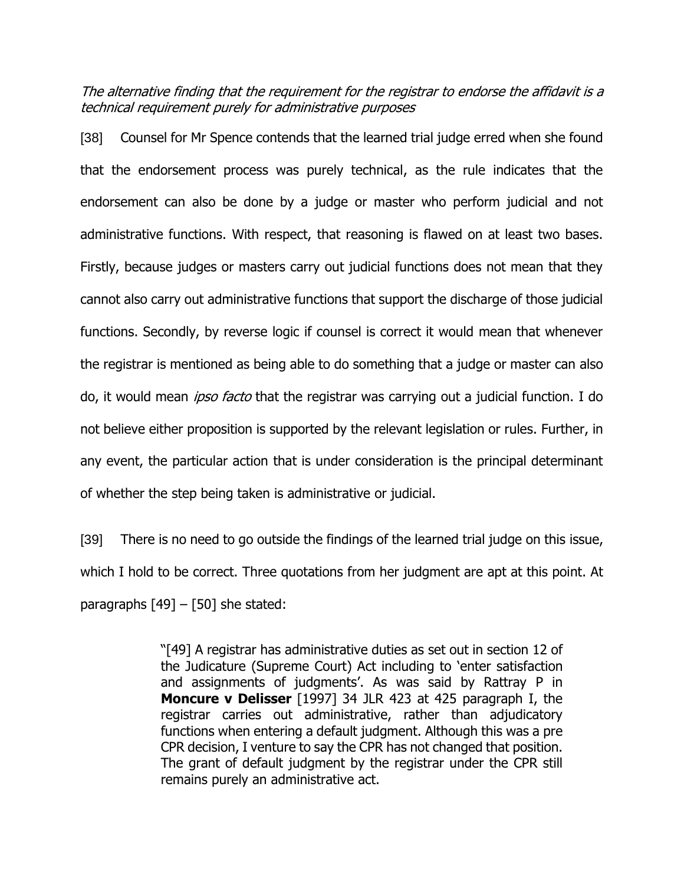*The alternative finding that the requirement for the registrar to endorse the affidavit is a technical requirement purely for administrative purposes*

[38] Counsel for Mr Spence contends that the learned trial judge erred when she found that the endorsement process was purely technical, as the rule indicates that the endorsement can also be done by a judge or master who perform judicial and not administrative functions. With respect, that reasoning is flawed on at least two bases. Firstly, because judges or masters carry out judicial functions does not mean that they cannot also carry out administrative functions that support the discharge of those judicial functions. Secondly, by reverse logic if counsel is correct it would mean that whenever the registrar is mentioned as being able to do something that a judge or master can also do, it would mean *ipso facto* that the registrar was carrying out a judicial function. I do not believe either proposition is supported by the relevant legislation or rules. Further, in any event, the particular action that is under consideration is the principal determinant of whether the step being taken is administrative or judicial.

[39] There is no need to go outside the findings of the learned trial judge on this issue, which I hold to be correct. Three quotations from her judgment are apt at this point. At paragraphs [49] – [50] she stated:

> "[49] A registrar has administrative duties as set out in section 12 of the Judicature (Supreme Court) Act including to 'enter satisfaction and assignments of judgments'. As was said by Rattray P in **Moncure v Delisser** [1997] 34 JLR 423 at 425 paragraph I, the registrar carries out administrative, rather than adjudicatory functions when entering a default judgment. Although this was a pre CPR decision, I venture to say the CPR has not changed that position. The grant of default judgment by the registrar under the CPR still remains purely an administrative act.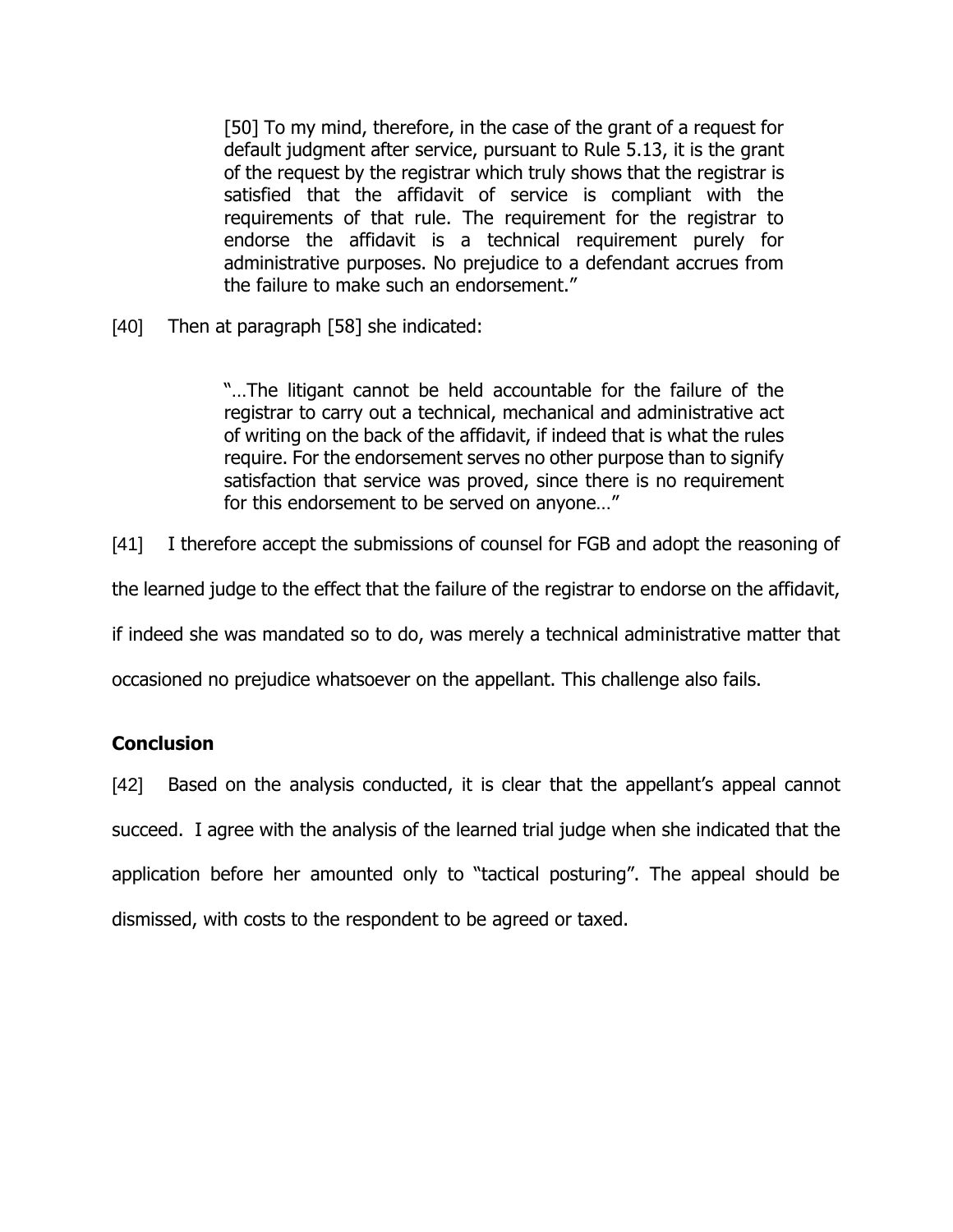> [50] To my mind, therefore, in the case of the grant of a request for default judgment after service, pursuant to Rule 5.13, it is the grant of the request by the registrar which truly shows that the registrar is satisfied that the affidavit of service is compliant with the requirements of that rule. The requirement for the registrar to endorse the affidavit is a technical requirement purely for administrative purposes. No prejudice to a defendant accrues from the failure to make such an endorsement."

[40] Then at paragraph [58] she indicated:

> "…The litigant cannot be held accountable for the failure of the registrar to carry out a technical, mechanical and administrative act of writing on the back of the affidavit, if indeed that is what the rules require. For the endorsement serves no other purpose than to signify satisfaction that service was proved, since there is no requirement for this endorsement to be served on anyone…"

[41] I therefore accept the submissions of counsel for FGB and adopt the reasoning of the learned judge to the effect that the failure of the registrar to endorse on the affidavit, if indeed she was mandated so to do, was merely a technical administrative matter that occasioned no prejudice whatsoever on the appellant. This challenge also fails.

**Conclusion**

[42] Based on the analysis conducted, it is clear that the appellant's appeal cannot succeed. I agree with the analysis of the learned trial judge when she indicated that the application before her amounted only to "tactical posturing". The appeal should be dismissed, with costs to the respondent to be agreed or taxed.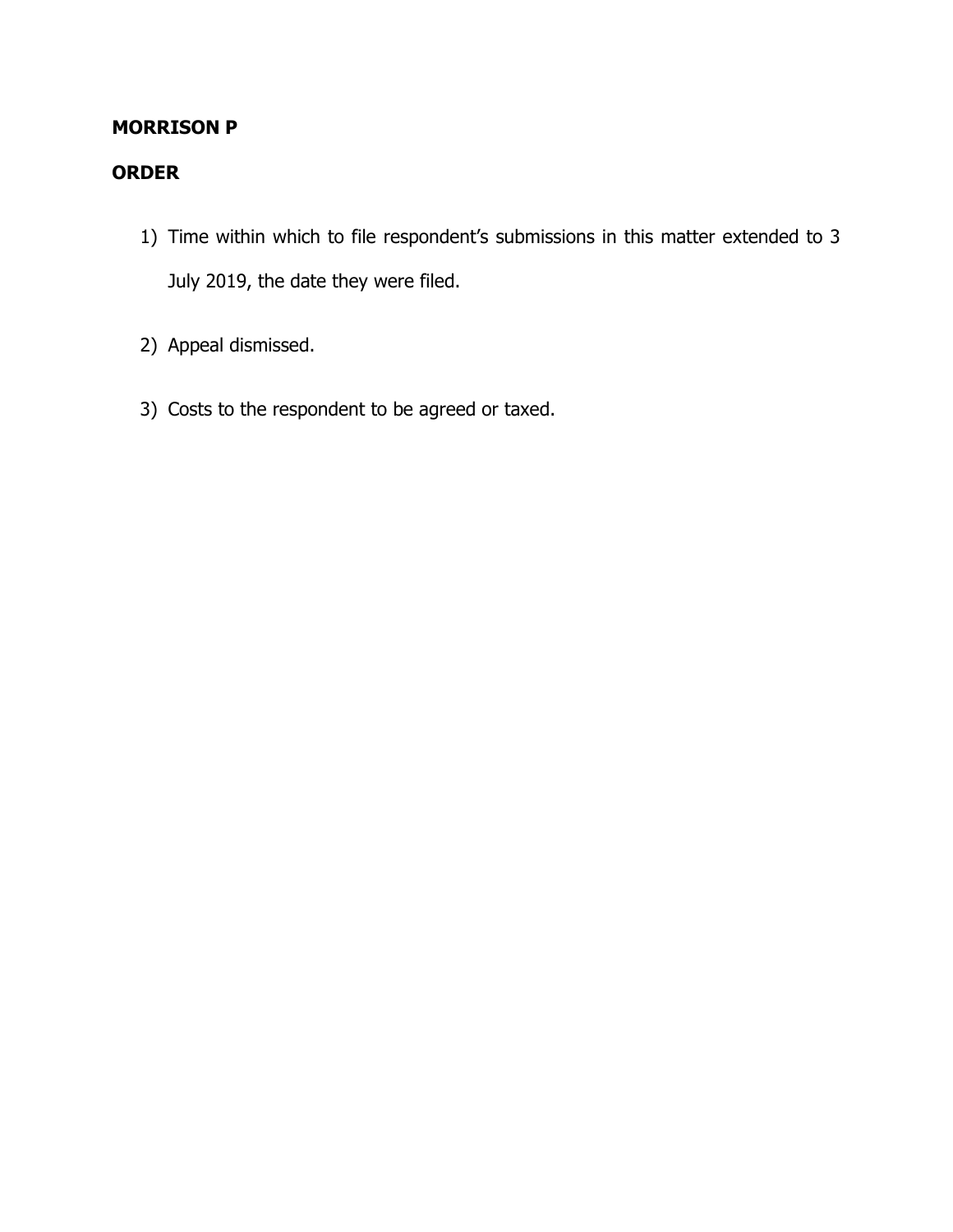**MORRISON P**

**ORDER**

1) Time within which to file respondent's submissions in this matter extended to 3 July 2019, the date they were filed.

2) Appeal dismissed.

3) Costs to the respondent to be agreed or taxed.